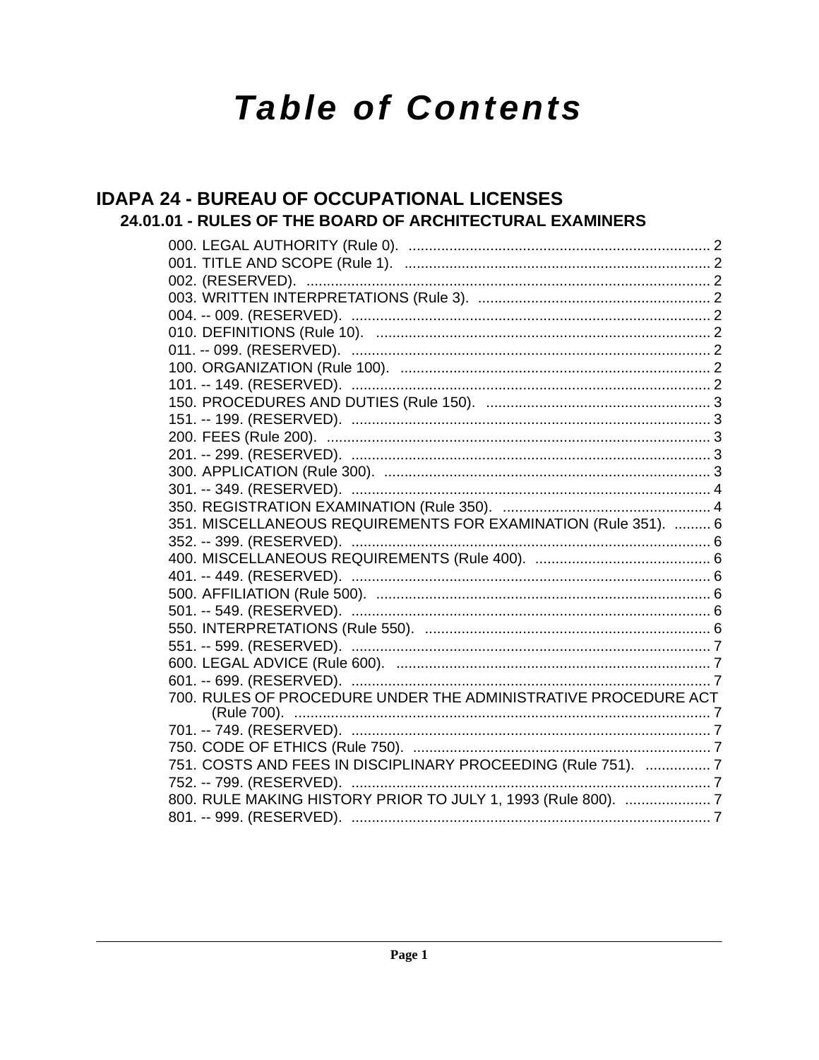# Table of Contents

## IDAPA 24 - BUREAU OF OCCUPATIONAL LICENSES

### 24.01.01 - RULES OF THE BOARD OF ARCHITECTURAL EXAMINERS

000. LEGAL AUTHORITY (Rule 0). ..... 2
001. TITLE AND SCOPE (Rule 1). ..... 2
002. (RESERVED). ..... 2
003. WRITTEN INTERPRETATIONS (Rule 3). ..... 2
004. -- 009. (RESERVED). ..... 2
010. DEFINITIONS (Rule 10). ..... 2
011. -- 099. (RESERVED). ..... 2
100. ORGANIZATION (Rule 100). ..... 2
101. -- 149. (RESERVED). ..... 2
150. PROCEDURES AND DUTIES (Rule 150). ..... 3
151. -- 199. (RESERVED). ..... 3
200. FEES (Rule 200). ..... 3
201. -- 299. (RESERVED). ..... 3
300. APPLICATION (Rule 300). ..... 3
301. -- 349. (RESERVED). ..... 4
350. REGISTRATION EXAMINATION (Rule 350). ..... 4
351. MISCELLANEOUS REQUIREMENTS FOR EXAMINATION (Rule 351). ..... 6
352. -- 399. (RESERVED). ..... 6
400. MISCELLANEOUS REQUIREMENTS (Rule 400). ..... 6
401. -- 449. (RESERVED). ..... 6
500. AFFILIATION (Rule 500). ..... 6
501. -- 549. (RESERVED). ..... 6
550. INTERPRETATIONS (Rule 550). ..... 6
551. -- 599. (RESERVED). ..... 7
600. LEGAL ADVICE (Rule 600). ..... 7
601. -- 699. (RESERVED). ..... 7
700. RULES OF PROCEDURE UNDER THE ADMINISTRATIVE PROCEDURE ACT (Rule 700). ..... 7
701. -- 749. (RESERVED). ..... 7
750. CODE OF ETHICS (Rule 750). ..... 7
751. COSTS AND FEES IN DISCIPLINARY PROCEEDING (Rule 751). ..... 7
752. -- 799. (RESERVED). ..... 7
800. RULE MAKING HISTORY PRIOR TO JULY 1, 1993 (Rule 800). ..... 7
801. -- 999. (RESERVED). ..... 7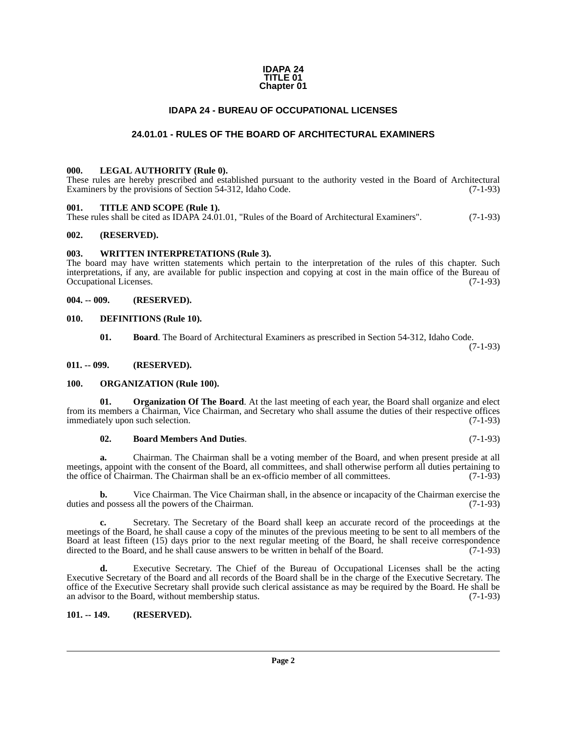**IDAPA 24**
**TITLE 01**
**Chapter 01**

# IDAPA 24 - BUREAU OF OCCUPATIONAL LICENSES

## 24.01.01 - RULES OF THE BOARD OF ARCHITECTURAL EXAMINERS

**000. LEGAL AUTHORITY (Rule 0).**
These rules are hereby prescribed and established pursuant to the authority vested in the Board of Architectural Examiners by the provisions of Section 54-312, Idaho Code. (7-1-93)

**001. TITLE AND SCOPE (Rule 1).**
These rules shall be cited as IDAPA 24.01.01, "Rules of the Board of Architectural Examiners". (7-1-93)

**002. (RESERVED).**

**003. WRITTEN INTERPRETATIONS (Rule 3).**
The board may have written statements which pertain to the interpretation of the rules of this chapter. Such interpretations, if any, are available for public inspection and copying at cost in the main office of the Bureau of Occupational Licenses. (7-1-93)

**004. -- 009. (RESERVED).**

**010. DEFINITIONS (Rule 10).**

**01. Board**. The Board of Architectural Examiners as prescribed in Section 54-312, Idaho Code. (7-1-93)

**011. -- 099. (RESERVED).**

**100. ORGANIZATION (Rule 100).**

**01. Organization Of The Board**. At the last meeting of each year, the Board shall organize and elect from its members a Chairman, Vice Chairman, and Secretary who shall assume the duties of their respective offices immediately upon such selection. (7-1-93)

**02. Board Members And Duties**. (7-1-93)

**a.** Chairman. The Chairman shall be a voting member of the Board, and when present preside at all meetings, appoint with the consent of the Board, all committees, and shall otherwise perform all duties pertaining to the office of Chairman. The Chairman shall be an ex-officio member of all committees. (7-1-93)

**b.** Vice Chairman. The Vice Chairman shall, in the absence or incapacity of the Chairman exercise the duties and possess all the powers of the Chairman. (7-1-93)

**c.** Secretary. The Secretary of the Board shall keep an accurate record of the proceedings at the meetings of the Board, he shall cause a copy of the minutes of the previous meeting to be sent to all members of the Board at least fifteen (15) days prior to the next regular meeting of the Board, he shall receive correspondence directed to the Board, and he shall cause answers to be written in behalf of the Board. (7-1-93)

**d.** Executive Secretary. The Chief of the Bureau of Occupational Licenses shall be the acting Executive Secretary of the Board and all records of the Board shall be in the charge of the Executive Secretary. The office of the Executive Secretary shall provide such clerical assistance as may be required by the Board. He shall be an advisor to the Board, without membership status. (7-1-93)

**101. -- 149. (RESERVED).**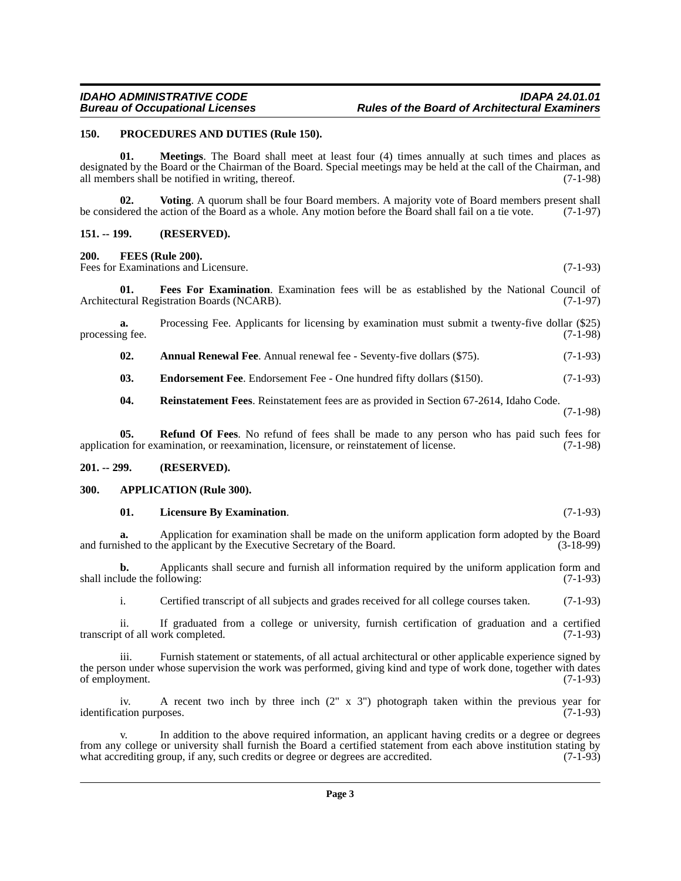## 150. PROCEDURES AND DUTIES (Rule 150).

**01. Meetings**. The Board shall meet at least four (4) times annually at such times and places as designated by the Board or the Chairman of the Board. Special meetings may be held at the call of the Chairman, and all members shall be notified in writing, thereof. (7-1-98)

**02. Voting**. A quorum shall be four Board members. A majority vote of Board members present shall be considered the action of the Board as a whole. Any motion before the Board shall fail on a tie vote. (7-1-97)

## 151. -- 199. (RESERVED).

## 200. FEES (Rule 200).

Fees for Examinations and Licensure. (7-1-93)

**01. Fees For Examination**. Examination fees will be as established by the National Council of Architectural Registration Boards (NCARB). (7-1-97)

**a.** Processing Fee. Applicants for licensing by examination must submit a twenty-five dollar ($25) processing fee. (7-1-98)

**02. Annual Renewal Fee**. Annual renewal fee - Seventy-five dollars ($75). (7-1-93)

**03. Endorsement Fee**. Endorsement Fee - One hundred fifty dollars ($150). (7-1-93)

**04. Reinstatement Fees**. Reinstatement fees are as provided in Section 67-2614, Idaho Code. (7-1-98)

**05. Refund Of Fees**. No refund of fees shall be made to any person who has paid such fees for application for examination, or reexamination, licensure, or reinstatement of license. (7-1-98)

## 201. -- 299. (RESERVED).

## 300. APPLICATION (Rule 300).

**01. Licensure By Examination**. (7-1-93)

**a.** Application for examination shall be made on the uniform application form adopted by the Board and furnished to the applicant by the Executive Secretary of the Board. (3-18-99)

**b.** Applicants shall secure and furnish all information required by the uniform application form and shall include the following: (7-1-93)

i. Certified transcript of all subjects and grades received for all college courses taken. (7-1-93)

ii. If graduated from a college or university, furnish certification of graduation and a certified transcript of all work completed. (7-1-93)

iii. Furnish statement or statements, of all actual architectural or other applicable experience signed by the person under whose supervision the work was performed, giving kind and type of work done, together with dates of employment. (7-1-93)

iv. A recent two inch by three inch (2" x 3") photograph taken within the previous year for identification purposes. (7-1-93)

v. In addition to the above required information, an applicant having credits or a degree or degrees from any college or university shall furnish the Board a certified statement from each above institution stating by what accrediting group, if any, such credits or degree or degrees are accredited. (7-1-93)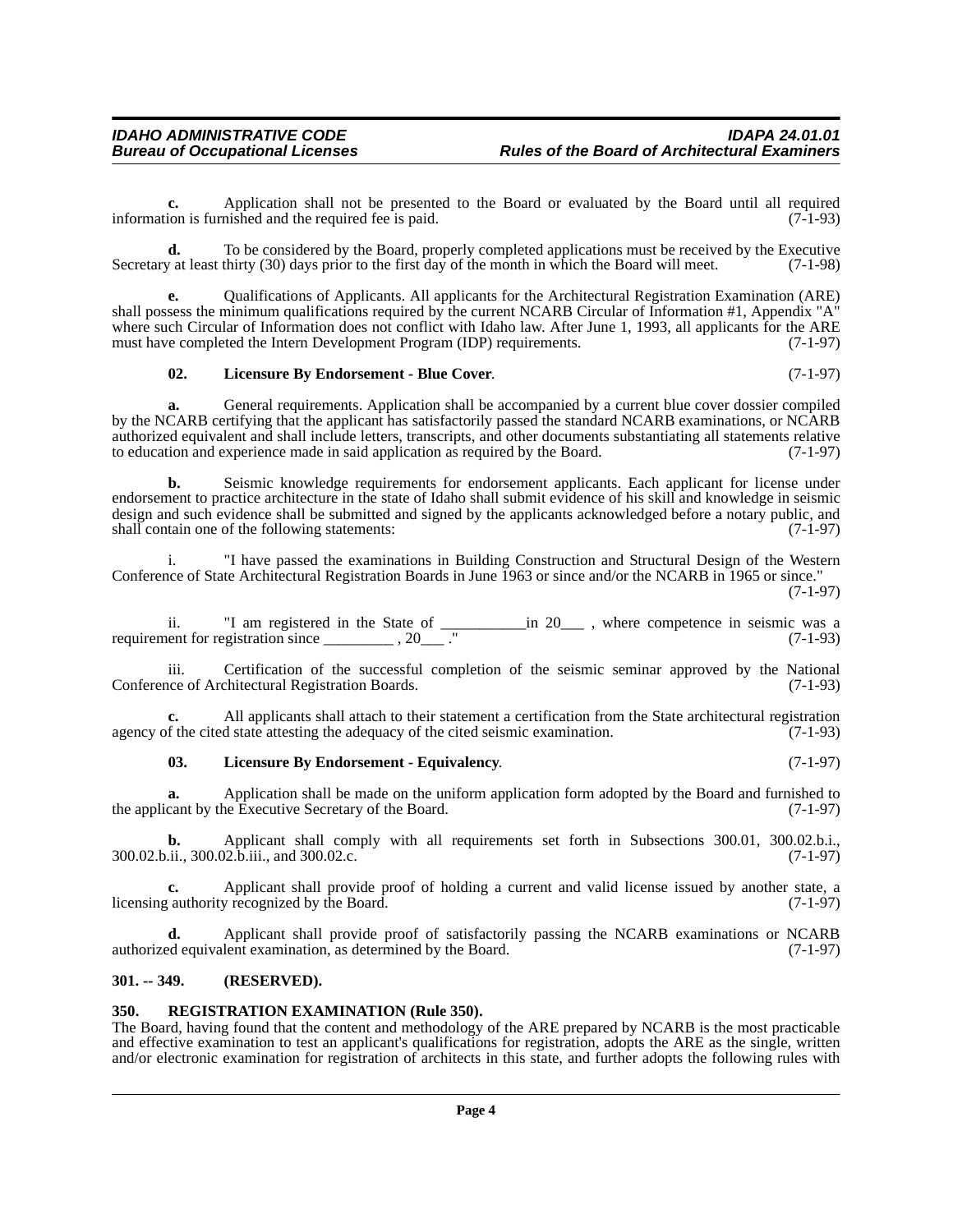**c.** Application shall not be presented to the Board or evaluated by the Board until all required information is furnished and the required fee is paid. (7-1-93)

**d.** To be considered by the Board, properly completed applications must be received by the Executive Secretary at least thirty (30) days prior to the first day of the month in which the Board will meet. (7-1-98)

**e.** Qualifications of Applicants. All applicants for the Architectural Registration Examination (ARE) shall possess the minimum qualifications required by the current NCARB Circular of Information #1, Appendix "A" where such Circular of Information does not conflict with Idaho law. After June 1, 1993, all applicants for the ARE must have completed the Intern Development Program (IDP) requirements. (7-1-97)

**02. Licensure By Endorsement - Blue Cover**. (7-1-97)

**a.** General requirements. Application shall be accompanied by a current blue cover dossier compiled by the NCARB certifying that the applicant has satisfactorily passed the standard NCARB examinations, or NCARB authorized equivalent and shall include letters, transcripts, and other documents substantiating all statements relative to education and experience made in said application as required by the Board. (7-1-97)

**b.** Seismic knowledge requirements for endorsement applicants. Each applicant for license under endorsement to practice architecture in the state of Idaho shall submit evidence of his skill and knowledge in seismic design and such evidence shall be submitted and signed by the applicants acknowledged before a notary public, and shall contain one of the following statements: (7-1-97)

i. "I have passed the examinations in Building Construction and Structural Design of the Western Conference of State Architectural Registration Boards in June 1963 or since and/or the NCARB in 1965 or since." (7-1-97)

ii. "I am registered in the State of ___________in 20___ , where competence in seismic was a requirement for registration since _________ , 20___ ." (7-1-93)

iii. Certification of the successful completion of the seismic seminar approved by the National Conference of Architectural Registration Boards. (7-1-93)

**c.** All applicants shall attach to their statement a certification from the State architectural registration agency of the cited state attesting the adequacy of the cited seismic examination. (7-1-93)

**03. Licensure By Endorsement - Equivalency**. (7-1-97)

**a.** Application shall be made on the uniform application form adopted by the Board and furnished to the applicant by the Executive Secretary of the Board. (7-1-97)

**b.** Applicant shall comply with all requirements set forth in Subsections 300.01, 300.02.b.i., 300.02.b.ii., 300.02.b.iii., and 300.02.c. (7-1-97)

**c.** Applicant shall provide proof of holding a current and valid license issued by another state, a licensing authority recognized by the Board. (7-1-97)

**d.** Applicant shall provide proof of satisfactorily passing the NCARB examinations or NCARB authorized equivalent examination, as determined by the Board. (7-1-97)

## 301. -- 349. (RESERVED).

## 350. REGISTRATION EXAMINATION (Rule 350).

The Board, having found that the content and methodology of the ARE prepared by NCARB is the most practicable and effective examination to test an applicant's qualifications for registration, adopts the ARE as the single, written and/or electronic examination for registration of architects in this state, and further adopts the following rules with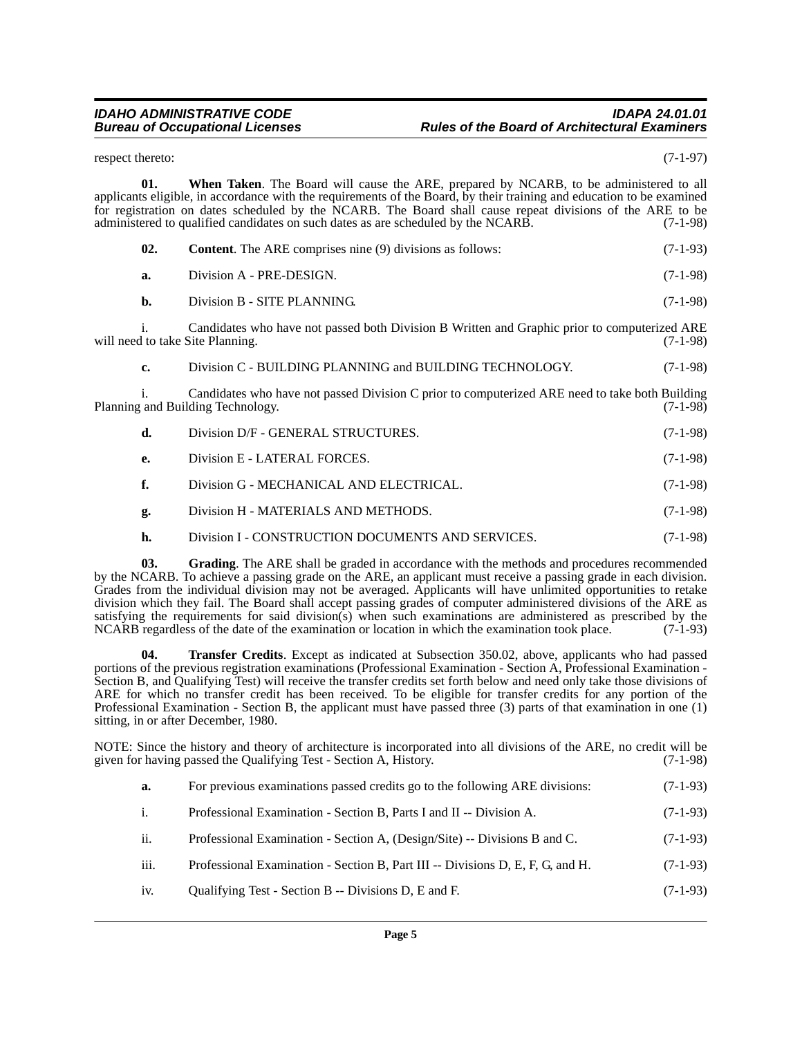respect thereto: (7-1-97)

**01. When Taken**. The Board will cause the ARE, prepared by NCARB, to be administered to all applicants eligible, in accordance with the requirements of the Board, by their training and education to be examined for registration on dates scheduled by the NCARB. The Board shall cause repeat divisions of the ARE to be administered to qualified candidates on such dates as are scheduled by the NCARB. (7-1-98)

**02. Content**. The ARE comprises nine (9) divisions as follows: (7-1-93)

**a.** Division A - PRE-DESIGN. (7-1-98)

**b.** Division B - SITE PLANNING. (7-1-98)

i. Candidates who have not passed both Division B Written and Graphic prior to computerized ARE will need to take Site Planning. (7-1-98)

**c.** Division C - BUILDING PLANNING and BUILDING TECHNOLOGY. (7-1-98)

i. Candidates who have not passed Division C prior to computerized ARE need to take both Building Planning and Building Technology. (7-1-98)

**d.** Division D/F - GENERAL STRUCTURES. (7-1-98)

**e.** Division E - LATERAL FORCES. (7-1-98)

**f.** Division G - MECHANICAL AND ELECTRICAL. (7-1-98)

**g.** Division H - MATERIALS AND METHODS. (7-1-98)

**h.** Division I - CONSTRUCTION DOCUMENTS AND SERVICES. (7-1-98)

**03. Grading**. The ARE shall be graded in accordance with the methods and procedures recommended by the NCARB. To achieve a passing grade on the ARE, an applicant must receive a passing grade in each division. Grades from the individual division may not be averaged. Applicants will have unlimited opportunities to retake division which they fail. The Board shall accept passing grades of computer administered divisions of the ARE as satisfying the requirements for said division(s) when such examinations are administered as prescribed by the NCARB regardless of the date of the examination or location in which the examination took place. (7-1-93)

**04. Transfer Credits**. Except as indicated at Subsection 350.02, above, applicants who had passed portions of the previous registration examinations (Professional Examination - Section A, Professional Examination - Section B, and Qualifying Test) will receive the transfer credits set forth below and need only take those divisions of ARE for which no transfer credit has been received. To be eligible for transfer credits for any portion of the Professional Examination - Section B, the applicant must have passed three (3) parts of that examination in one (1) sitting, in or after December, 1980.

NOTE: Since the history and theory of architecture is incorporated into all divisions of the ARE, no credit will be given for having passed the Qualifying Test - Section A, History. (7-1-98)

**a.** For previous examinations passed credits go to the following ARE divisions: (7-1-93)

i. Professional Examination - Section B, Parts I and II -- Division A. (7-1-93)

ii. Professional Examination - Section A, (Design/Site) -- Divisions B and C. (7-1-93)

iii. Professional Examination - Section B, Part III -- Divisions D, E, F, G, and H. (7-1-93)

iv. Qualifying Test - Section B -- Divisions D, E and F. (7-1-93)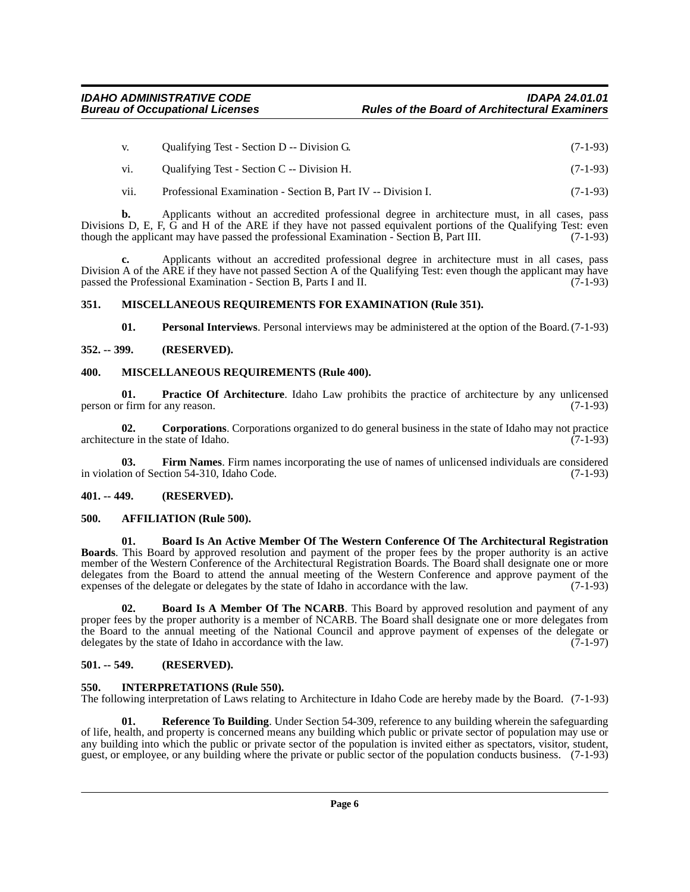v. Qualifying Test - Section D -- Division G. (7-1-93)

vi. Qualifying Test - Section C -- Division H. (7-1-93)

vii. Professional Examination - Section B, Part IV -- Division I. (7-1-93)

**b.** Applicants without an accredited professional degree in architecture must, in all cases, pass Divisions D, E, F, G and H of the ARE if they have not passed equivalent portions of the Qualifying Test: even though the applicant may have passed the professional Examination - Section B, Part III. (7-1-93)

**c.** Applicants without an accredited professional degree in architecture must in all cases, pass Division A of the ARE if they have not passed Section A of the Qualifying Test: even though the applicant may have passed the Professional Examination - Section B, Parts I and II. (7-1-93)

### 351. MISCELLANEOUS REQUIREMENTS FOR EXAMINATION (Rule 351).

**01. Personal Interviews**. Personal interviews may be administered at the option of the Board. (7-1-93)

### 352. -- 399. (RESERVED).

### 400. MISCELLANEOUS REQUIREMENTS (Rule 400).

**01. Practice Of Architecture**. Idaho Law prohibits the practice of architecture by any unlicensed person or firm for any reason. (7-1-93)

**02. Corporations**. Corporations organized to do general business in the state of Idaho may not practice architecture in the state of Idaho. (7-1-93)

**03. Firm Names**. Firm names incorporating the use of names of unlicensed individuals are considered in violation of Section 54-310, Idaho Code. (7-1-93)

### 401. -- 449. (RESERVED).

### 500. AFFILIATION (Rule 500).

**01. Board Is An Active Member Of The Western Conference Of The Architectural Registration Boards**. This Board by approved resolution and payment of the proper fees by the proper authority is an active member of the Western Conference of the Architectural Registration Boards. The Board shall designate one or more delegates from the Board to attend the annual meeting of the Western Conference and approve payment of the expenses of the delegate or delegates by the state of Idaho in accordance with the law. (7-1-93)

**02. Board Is A Member Of The NCARB**. This Board by approved resolution and payment of any proper fees by the proper authority is a member of NCARB. The Board shall designate one or more delegates from the Board to the annual meeting of the National Council and approve payment of expenses of the delegate or delegates by the state of Idaho in accordance with the law. (7-1-97)

### 501. -- 549. (RESERVED).

### 550. INTERPRETATIONS (Rule 550).

The following interpretation of Laws relating to Architecture in Idaho Code are hereby made by the Board. (7-1-93)

**01. Reference To Building**. Under Section 54-309, reference to any building wherein the safeguarding of life, health, and property is concerned means any building which public or private sector of population may use or any building into which the public or private sector of the population is invited either as spectators, visitor, student, guest, or employee, or any building where the private or public sector of the population conducts business. (7-1-93)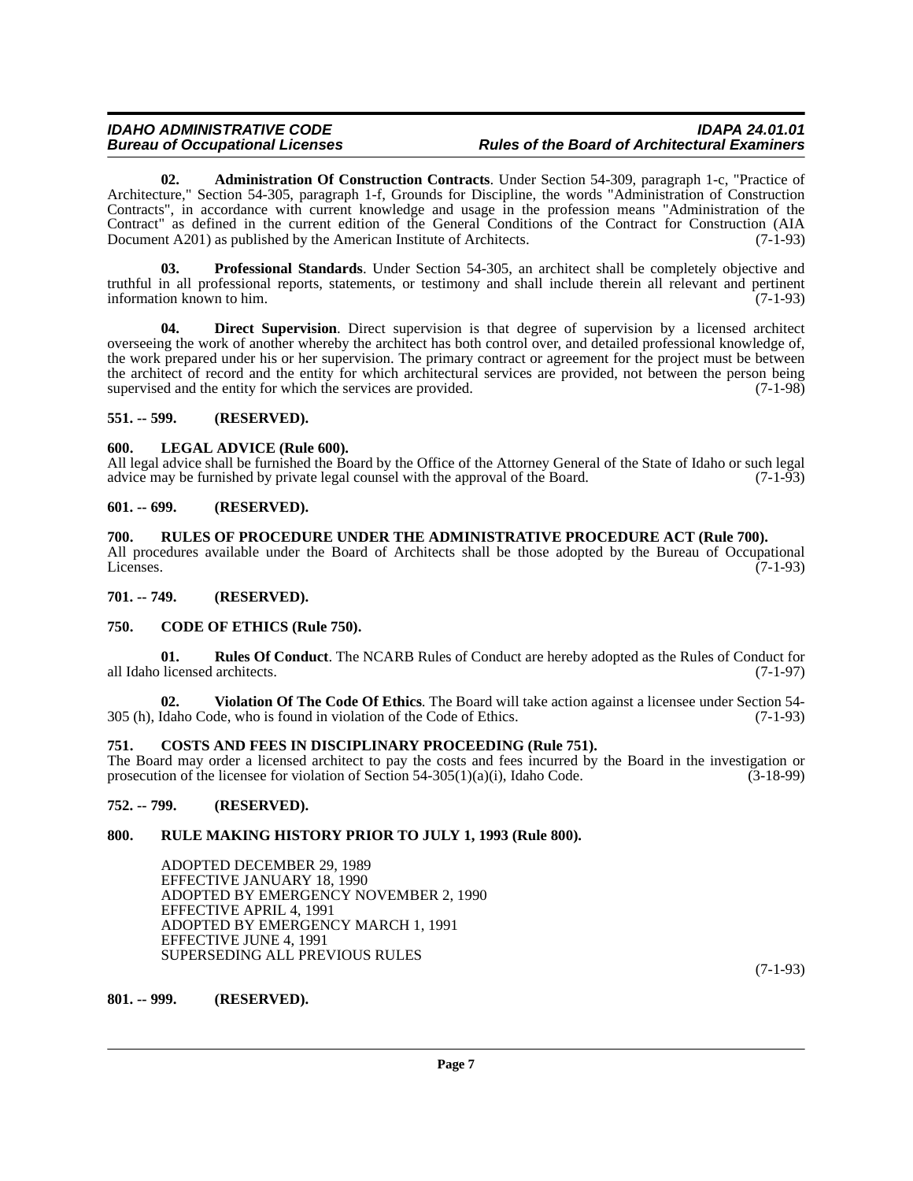**02. Administration Of Construction Contracts**. Under Section 54-309, paragraph 1-c, "Practice of Architecture," Section 54-305, paragraph 1-f, Grounds for Discipline, the words "Administration of Construction Contracts", in accordance with current knowledge and usage in the profession means "Administration of the Contract" as defined in the current edition of the General Conditions of the Contract for Construction (AIA Document A201) as published by the American Institute of Architects. (7-1-93)

**03. Professional Standards**. Under Section 54-305, an architect shall be completely objective and truthful in all professional reports, statements, or testimony and shall include therein all relevant and pertinent information known to him. (7-1-93)

**04. Direct Supervision**. Direct supervision is that degree of supervision by a licensed architect overseeing the work of another whereby the architect has both control over, and detailed professional knowledge of, the work prepared under his or her supervision. The primary contract or agreement for the project must be between the architect of record and the entity for which architectural services are provided, not between the person being supervised and the entity for which the services are provided. (7-1-98)

## 551. -- 599. (RESERVED).

## 600. LEGAL ADVICE (Rule 600).

All legal advice shall be furnished the Board by the Office of the Attorney General of the State of Idaho or such legal advice may be furnished by private legal counsel with the approval of the Board. (7-1-93)

## 601. -- 699. (RESERVED).

## 700. RULES OF PROCEDURE UNDER THE ADMINISTRATIVE PROCEDURE ACT (Rule 700).

All procedures available under the Board of Architects shall be those adopted by the Bureau of Occupational Licenses. (7-1-93)

## 701. -- 749. (RESERVED).

## 750. CODE OF ETHICS (Rule 750).

**01. Rules Of Conduct**. The NCARB Rules of Conduct are hereby adopted as the Rules of Conduct for all Idaho licensed architects. (7-1-97)

**02. Violation Of The Code Of Ethics**. The Board will take action against a licensee under Section 54-305 (h), Idaho Code, who is found in violation of the Code of Ethics. (7-1-93)

## 751. COSTS AND FEES IN DISCIPLINARY PROCEEDING (Rule 751).

The Board may order a licensed architect to pay the costs and fees incurred by the Board in the investigation or prosecution of the licensee for violation of Section 54-305(1)(a)(i), Idaho Code. (3-18-99)

## 752. -- 799. (RESERVED).

## 800. RULE MAKING HISTORY PRIOR TO JULY 1, 1993 (Rule 800).

ADOPTED DECEMBER 29, 1989
EFFECTIVE JANUARY 18, 1990
ADOPTED BY EMERGENCY NOVEMBER 2, 1990
EFFECTIVE APRIL 4, 1991
ADOPTED BY EMERGENCY MARCH 1, 1991
EFFECTIVE JUNE 4, 1991
SUPERSEDING ALL PREVIOUS RULES

(7-1-93)

## 801. -- 999. (RESERVED).